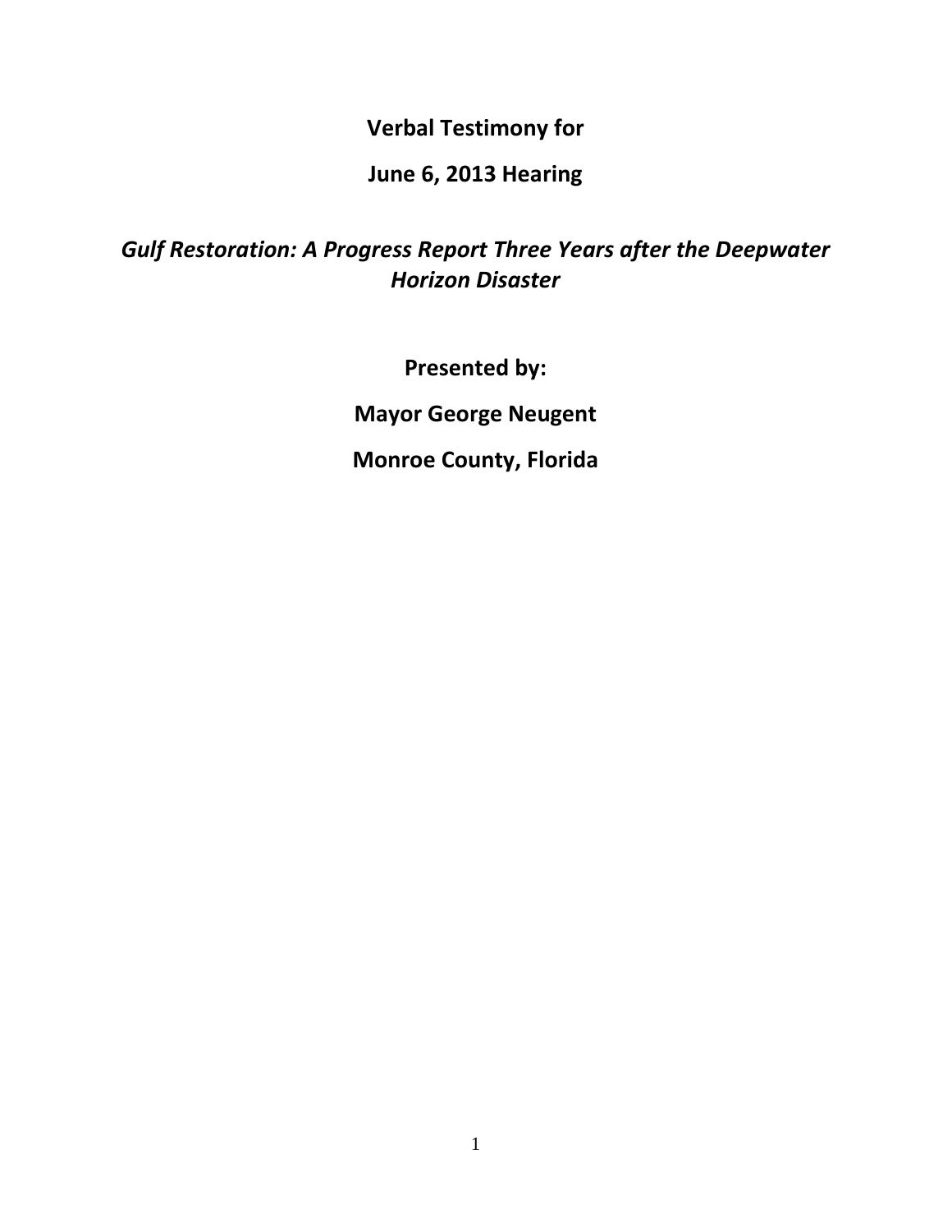**Verbal Testimony for**

**June 6, 2013 Hearing**

***Gulf Restoration: A Progress Report Three Years after the Deepwater Horizon Disaster***

**Presented by:**

**Mayor George Neugent**

**Monroe County, Florida**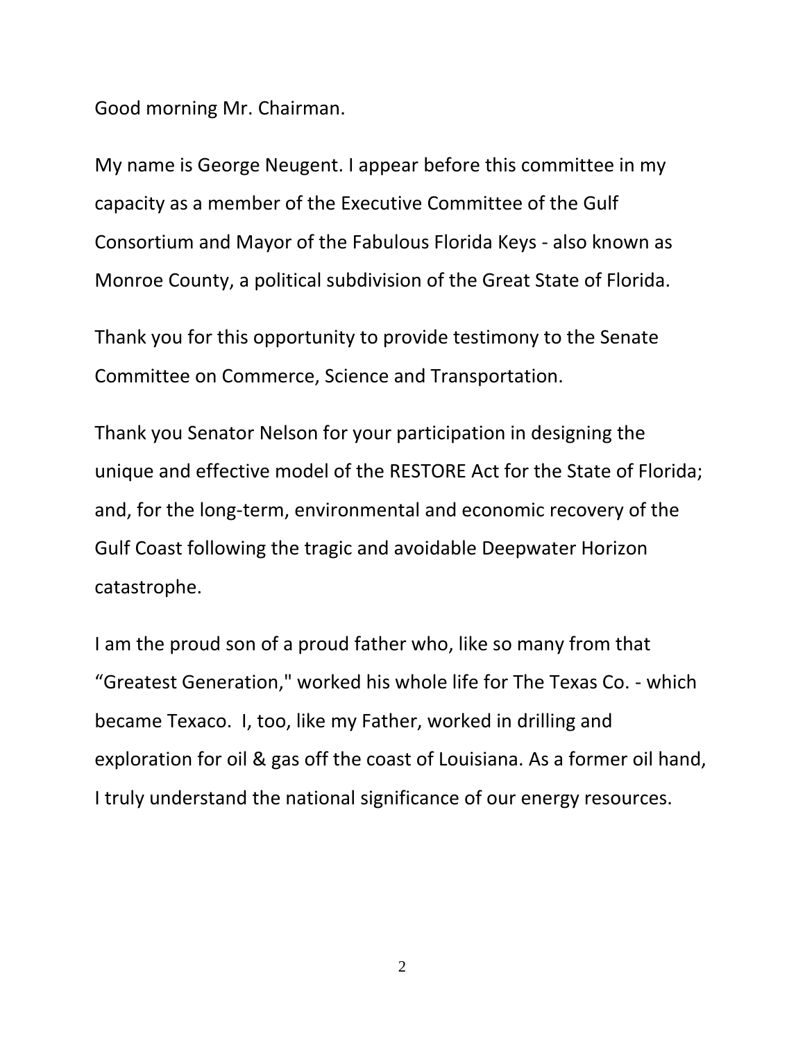Good morning Mr. Chairman.

My name is George Neugent. I appear before this committee in my capacity as a member of the Executive Committee of the Gulf Consortium and Mayor of the Fabulous Florida Keys - also known as Monroe County, a political subdivision of the Great State of Florida.

Thank you for this opportunity to provide testimony to the Senate Committee on Commerce, Science and Transportation.

Thank you Senator Nelson for your participation in designing the unique and effective model of the RESTORE Act for the State of Florida; and, for the long-term, environmental and economic recovery of the Gulf Coast following the tragic and avoidable Deepwater Horizon catastrophe.

I am the proud son of a proud father who, like so many from that "Greatest Generation," worked his whole life for The Texas Co. - which became Texaco. I, too, like my Father, worked in drilling and exploration for oil & gas off the coast of Louisiana. As a former oil hand, I truly understand the national significance of our energy resources.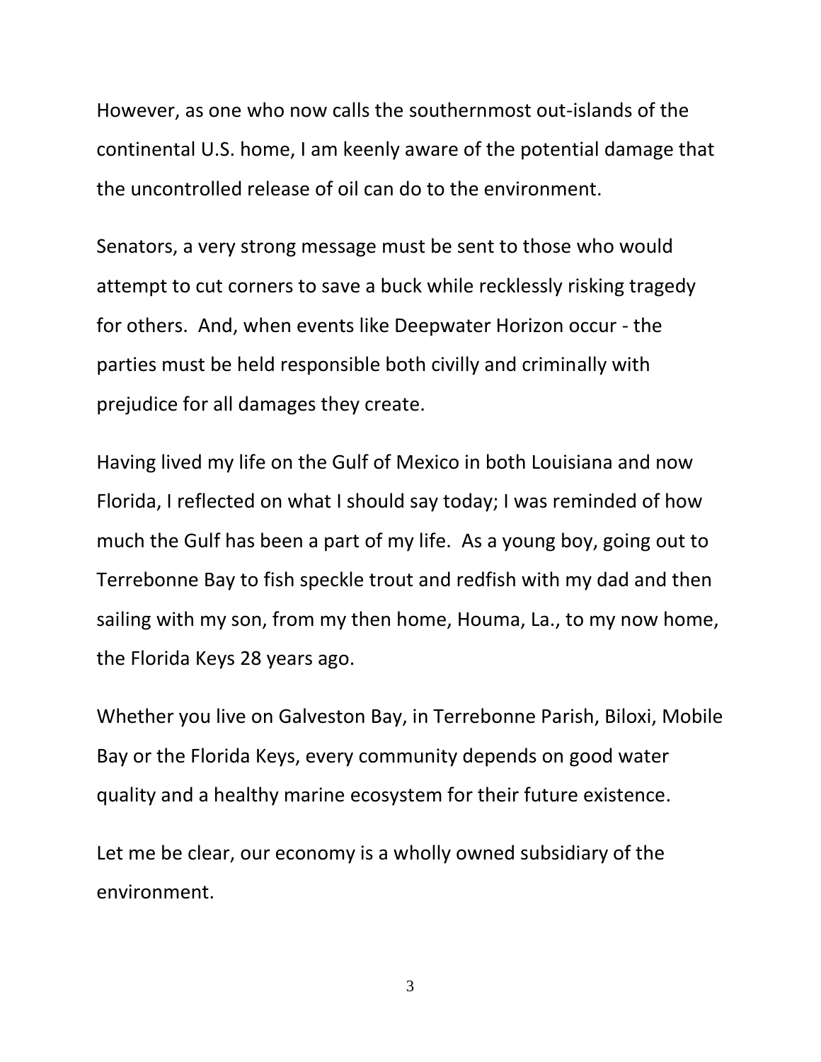However, as one who now calls the southernmost out-islands of the continental U.S. home, I am keenly aware of the potential damage that the uncontrolled release of oil can do to the environment.

Senators, a very strong message must be sent to those who would attempt to cut corners to save a buck while recklessly risking tragedy for others. And, when events like Deepwater Horizon occur - the parties must be held responsible both civilly and criminally with prejudice for all damages they create.

Having lived my life on the Gulf of Mexico in both Louisiana and now Florida, I reflected on what I should say today; I was reminded of how much the Gulf has been a part of my life. As a young boy, going out to Terrebonne Bay to fish speckle trout and redfish with my dad and then sailing with my son, from my then home, Houma, La., to my now home, the Florida Keys 28 years ago.

Whether you live on Galveston Bay, in Terrebonne Parish, Biloxi, Mobile Bay or the Florida Keys, every community depends on good water quality and a healthy marine ecosystem for their future existence.

Let me be clear, our economy is a wholly owned subsidiary of the environment.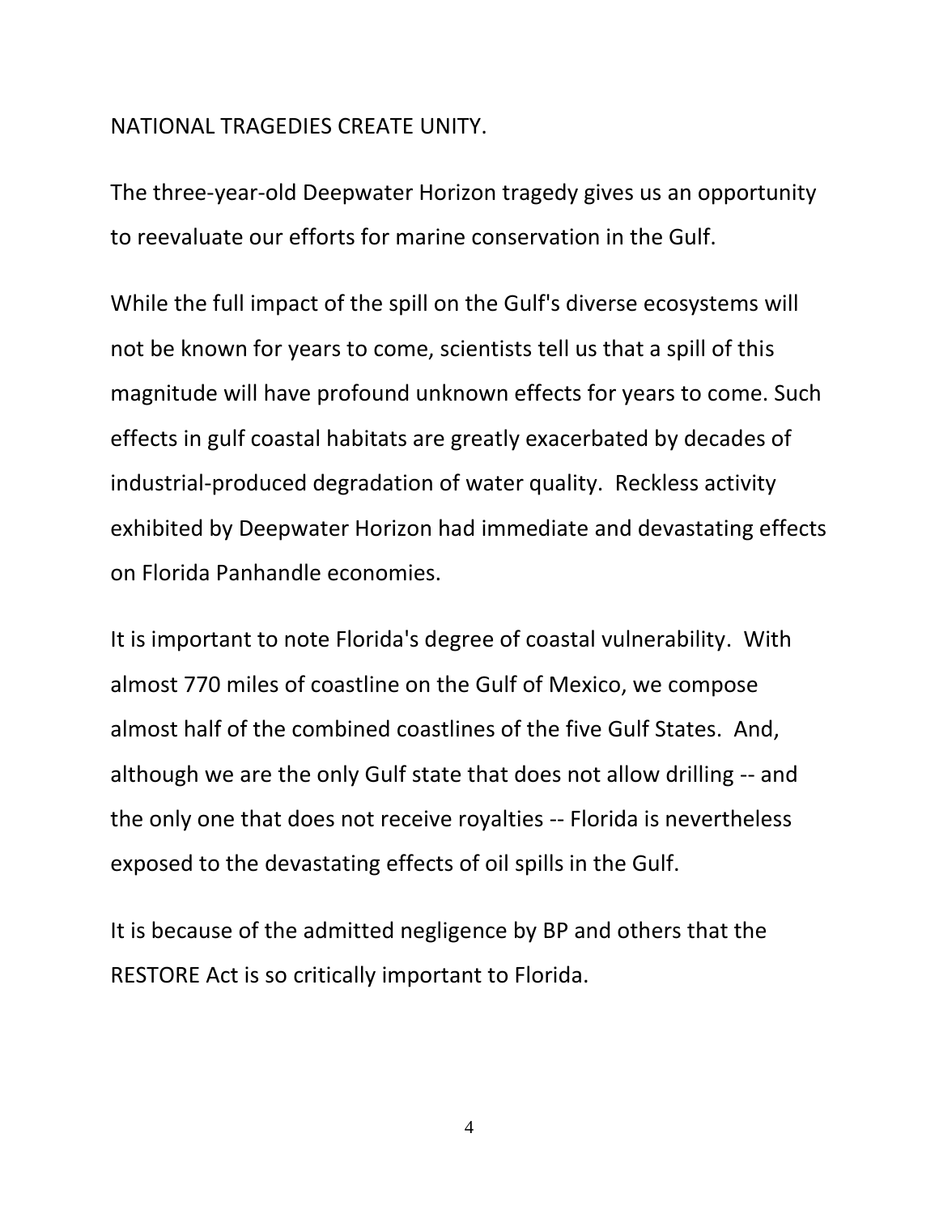NATIONAL TRAGEDIES CREATE UNITY.

The three-year-old Deepwater Horizon tragedy gives us an opportunity to reevaluate our efforts for marine conservation in the Gulf.

While the full impact of the spill on the Gulf's diverse ecosystems will not be known for years to come, scientists tell us that a spill of this magnitude will have profound unknown effects for years to come. Such effects in gulf coastal habitats are greatly exacerbated by decades of industrial-produced degradation of water quality. Reckless activity exhibited by Deepwater Horizon had immediate and devastating effects on Florida Panhandle economies.

It is important to note Florida's degree of coastal vulnerability. With almost 770 miles of coastline on the Gulf of Mexico, we compose almost half of the combined coastlines of the five Gulf States. And, although we are the only Gulf state that does not allow drilling -- and the only one that does not receive royalties -- Florida is nevertheless exposed to the devastating effects of oil spills in the Gulf.

It is because of the admitted negligence by BP and others that the RESTORE Act is so critically important to Florida.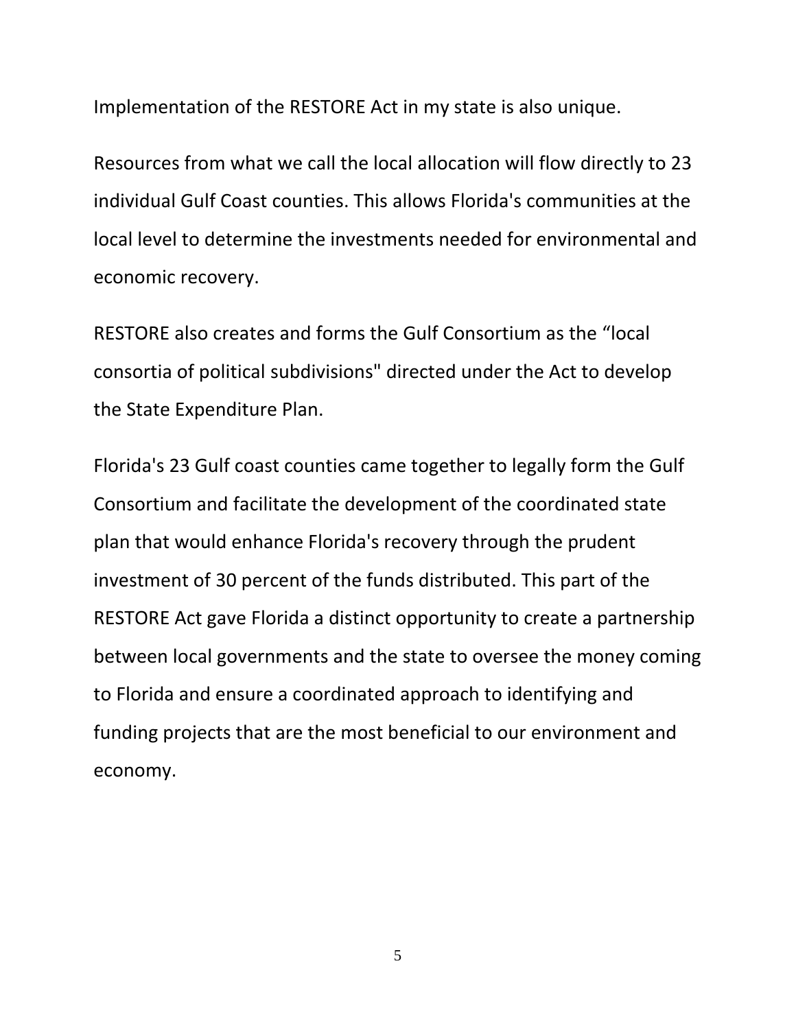Implementation of the RESTORE Act in my state is also unique.

Resources from what we call the local allocation will flow directly to 23 individual Gulf Coast counties. This allows Florida's communities at the local level to determine the investments needed for environmental and economic recovery.

RESTORE also creates and forms the Gulf Consortium as the "local consortia of political subdivisions" directed under the Act to develop the State Expenditure Plan.

Florida's 23 Gulf coast counties came together to legally form the Gulf Consortium and facilitate the development of the coordinated state plan that would enhance Florida's recovery through the prudent investment of 30 percent of the funds distributed. This part of the RESTORE Act gave Florida a distinct opportunity to create a partnership between local governments and the state to oversee the money coming to Florida and ensure a coordinated approach to identifying and funding projects that are the most beneficial to our environment and economy.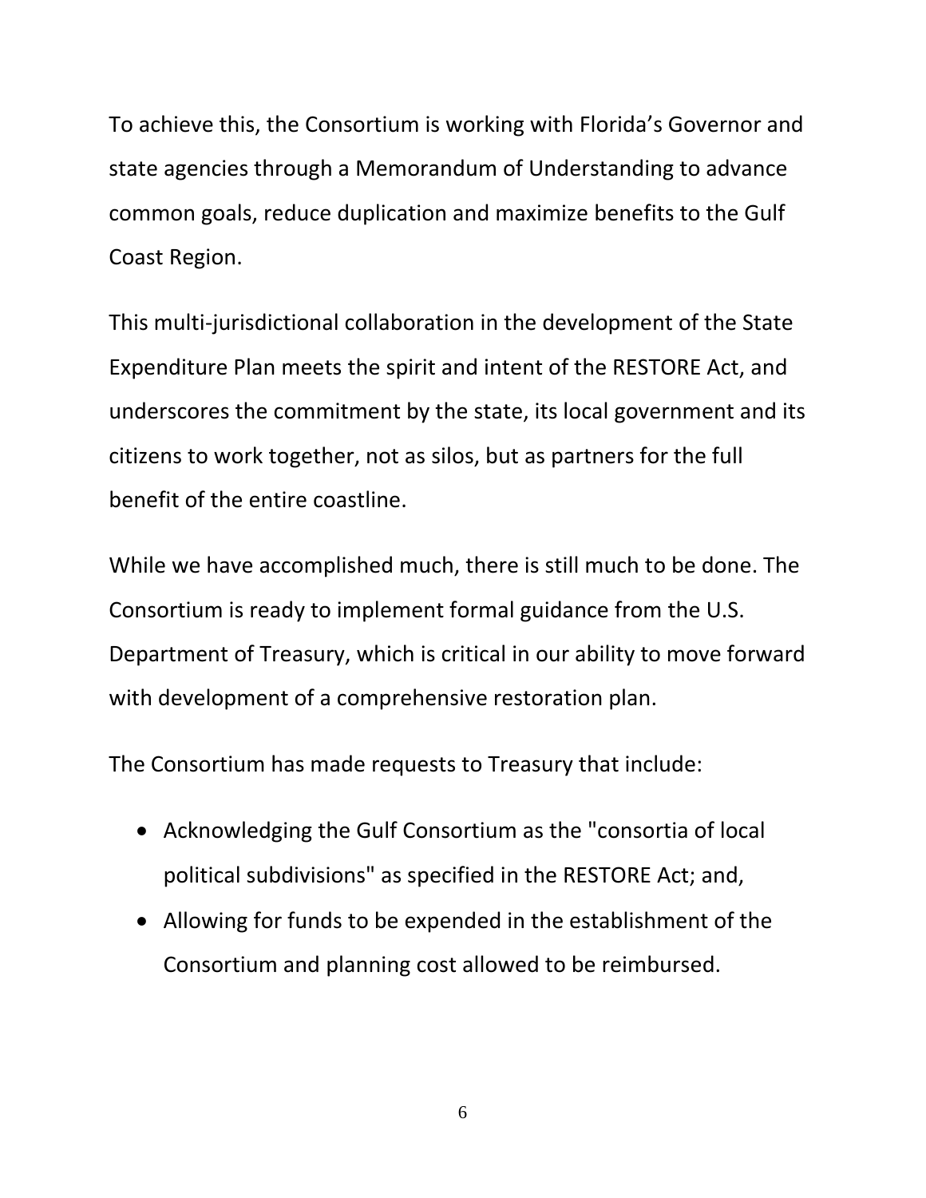To achieve this, the Consortium is working with Florida's Governor and state agencies through a Memorandum of Understanding to advance common goals, reduce duplication and maximize benefits to the Gulf Coast Region.

This multi-jurisdictional collaboration in the development of the State Expenditure Plan meets the spirit and intent of the RESTORE Act, and underscores the commitment by the state, its local government and its citizens to work together, not as silos, but as partners for the full benefit of the entire coastline.

While we have accomplished much, there is still much to be done. The Consortium is ready to implement formal guidance from the U.S. Department of Treasury, which is critical in our ability to move forward with development of a comprehensive restoration plan.

The Consortium has made requests to Treasury that include:

- Acknowledging the Gulf Consortium as the "consortia of local political subdivisions" as specified in the RESTORE Act; and,
- Allowing for funds to be expended in the establishment of the Consortium and planning cost allowed to be reimbursed.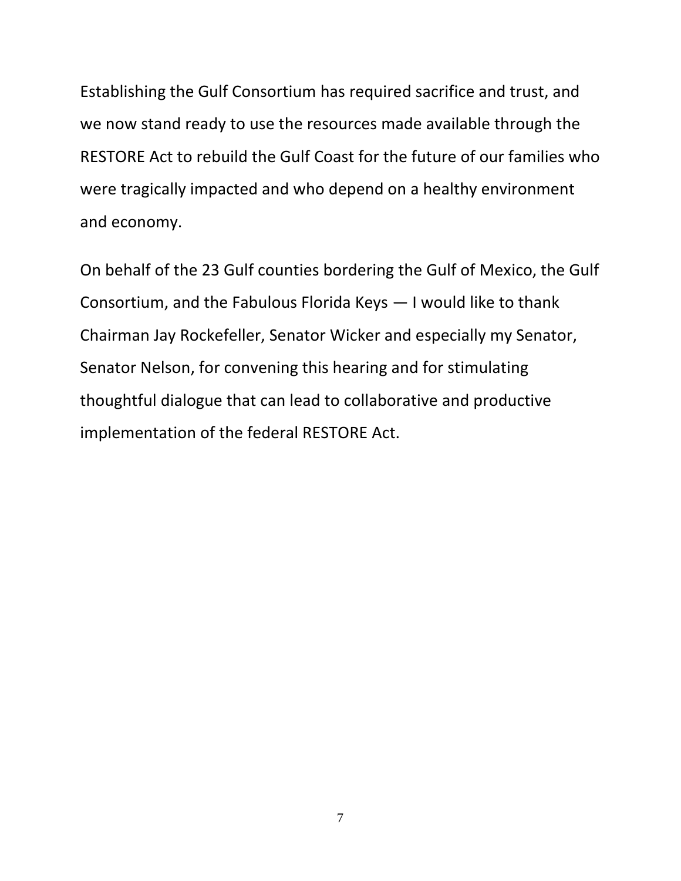Establishing the Gulf Consortium has required sacrifice and trust, and we now stand ready to use the resources made available through the RESTORE Act to rebuild the Gulf Coast for the future of our families who were tragically impacted and who depend on a healthy environment and economy.

On behalf of the 23 Gulf counties bordering the Gulf of Mexico, the Gulf Consortium, and the Fabulous Florida Keys — I would like to thank Chairman Jay Rockefeller, Senator Wicker and especially my Senator, Senator Nelson, for convening this hearing and for stimulating thoughtful dialogue that can lead to collaborative and productive implementation of the federal RESTORE Act.